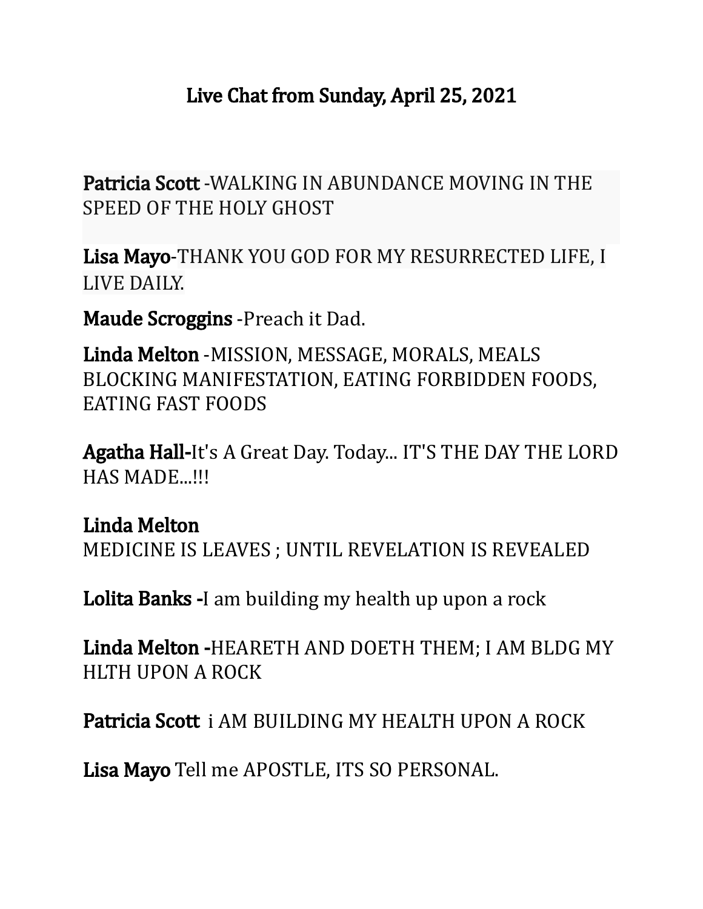# Live Chat from Sunday, April 25, 2021

**Patricia Scott** -WALKING IN ABUNDANCE MOVING IN THE SPEED OF THE HOLY GHOST

**Lisa Mayo**-THANK YOU GOD FOR MY RESURRECTED LIFE, I LIVE DAILY.

**Maude Scroggins** -Preach it Dad.

**Linda Melton** -MISSION, MESSAGE, MORALS, MEALS BLOCKING MANIFESTATION, EATING FORBIDDEN FOODS, EATING FAST FOODS

**Agatha Hall-**It's A Great Day. Today... IT'S THE DAY THE LORD HAS MADE...!!!

**Linda Melton**
MEDICINE IS LEAVES ; UNTIL REVELATION IS REVEALED

**Lolita Banks -**I am building my health up upon a rock

**Linda Melton -**HEARETH AND DOETH THEM; I AM BLDG MY HLTH UPON A ROCK

**Patricia Scott** i AM BUILDING MY HEALTH UPON A ROCK

**Lisa Mayo** Tell me APOSTLE, ITS SO PERSONAL.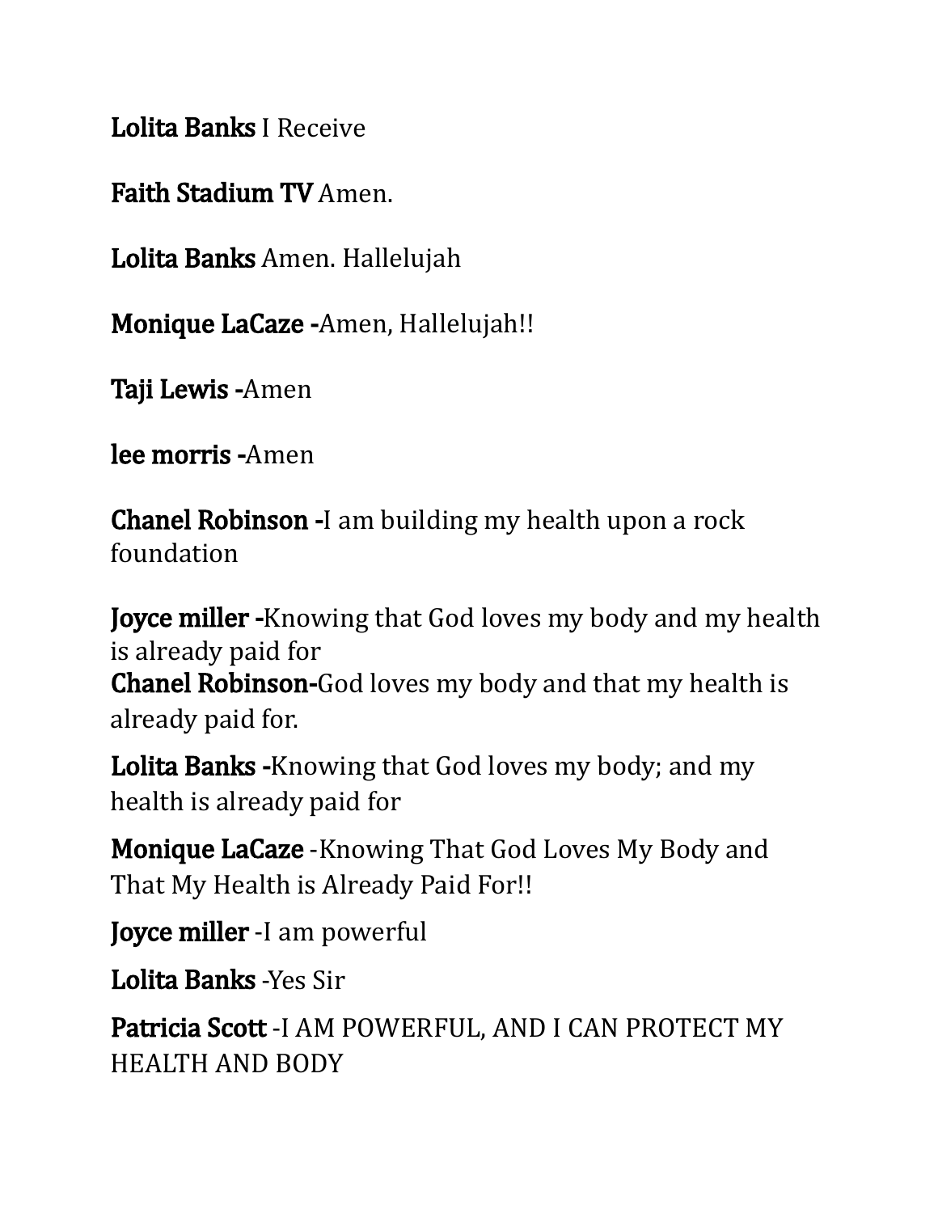**Lolita Banks** I Receive

**Faith Stadium TV** Amen.

**Lolita Banks** Amen. Hallelujah

**Monique LaCaze -**Amen, Hallelujah!!

**Taji Lewis -**Amen

**lee morris -**Amen

**Chanel Robinson -**I am building my health upon a rock foundation

**Joyce miller -**Knowing that God loves my body and my health is already paid for
**Chanel Robinson-**God loves my body and that my health is already paid for.

**Lolita Banks -**Knowing that God loves my body; and my health is already paid for

**Monique LaCaze** -Knowing That God Loves My Body and That My Health is Already Paid For!!

**Joyce miller** -I am powerful

**Lolita Banks** -Yes Sir

**Patricia Scott** -I AM POWERFUL, AND I CAN PROTECT MY HEALTH AND BODY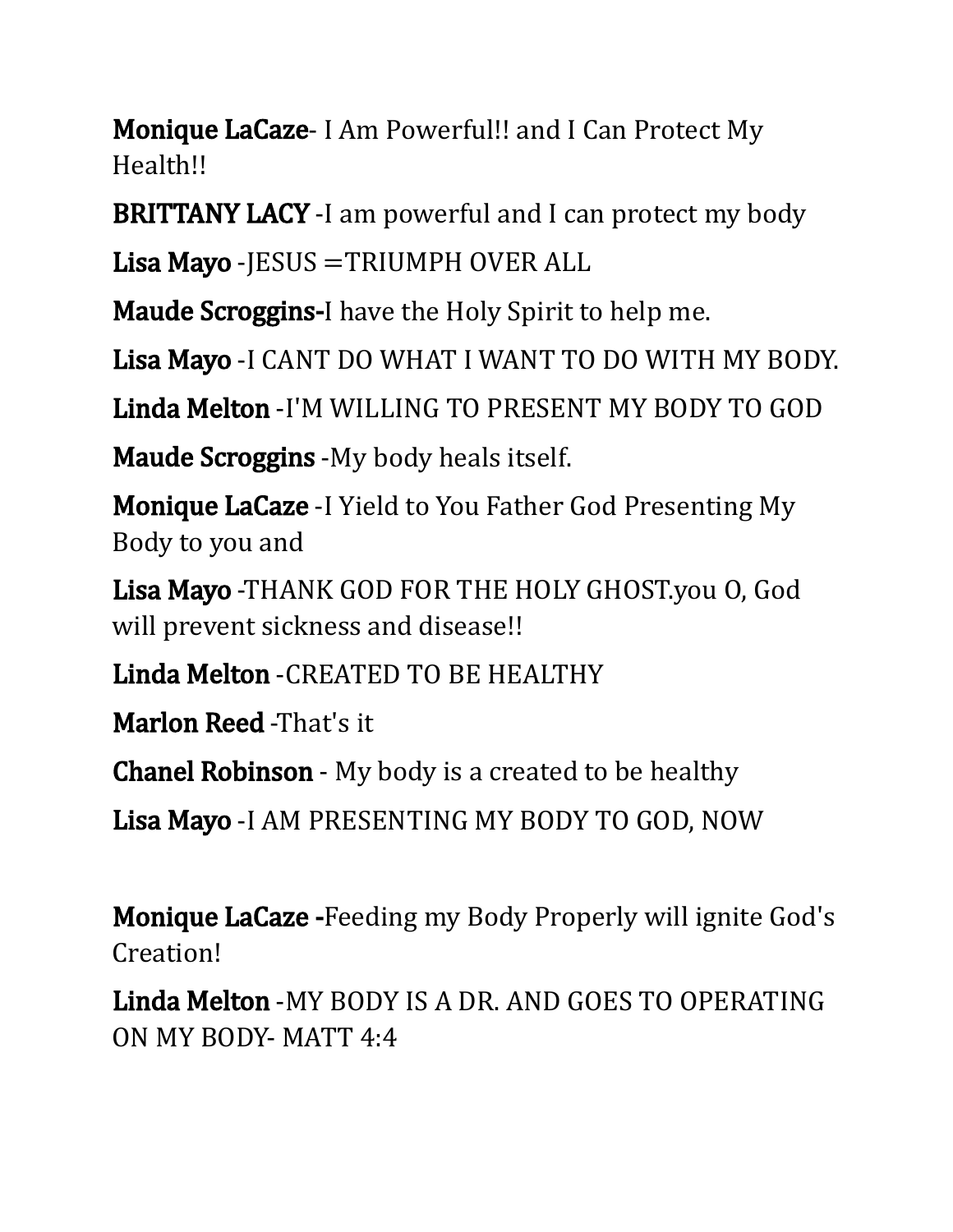**Monique LaCaze**- I Am Powerful!! and I Can Protect My Health!!

**BRITTANY LACY** -I am powerful and I can protect my body

**Lisa Mayo** -JESUS =TRIUMPH OVER ALL

**Maude Scroggins-**I have the Holy Spirit to help me.

**Lisa Mayo** -I CANT DO WHAT I WANT TO DO WITH MY BODY.

**Linda Melton** -I'M WILLING TO PRESENT MY BODY TO GOD

**Maude Scroggins** -My body heals itself.

**Monique LaCaze** -I Yield to You Father God Presenting My Body to you and

**Lisa Mayo** -THANK GOD FOR THE HOLY GHOST.you O, God will prevent sickness and disease!!

**Linda Melton** -CREATED TO BE HEALTHY

**Marlon Reed** -That's it

**Chanel Robinson** - My body is a created to be healthy

**Lisa Mayo** -I AM PRESENTING MY BODY TO GOD, NOW

**Monique LaCaze -**Feeding my Body Properly will ignite God's Creation!

**Linda Melton** -MY BODY IS A DR. AND GOES TO OPERATING ON MY BODY- MATT 4:4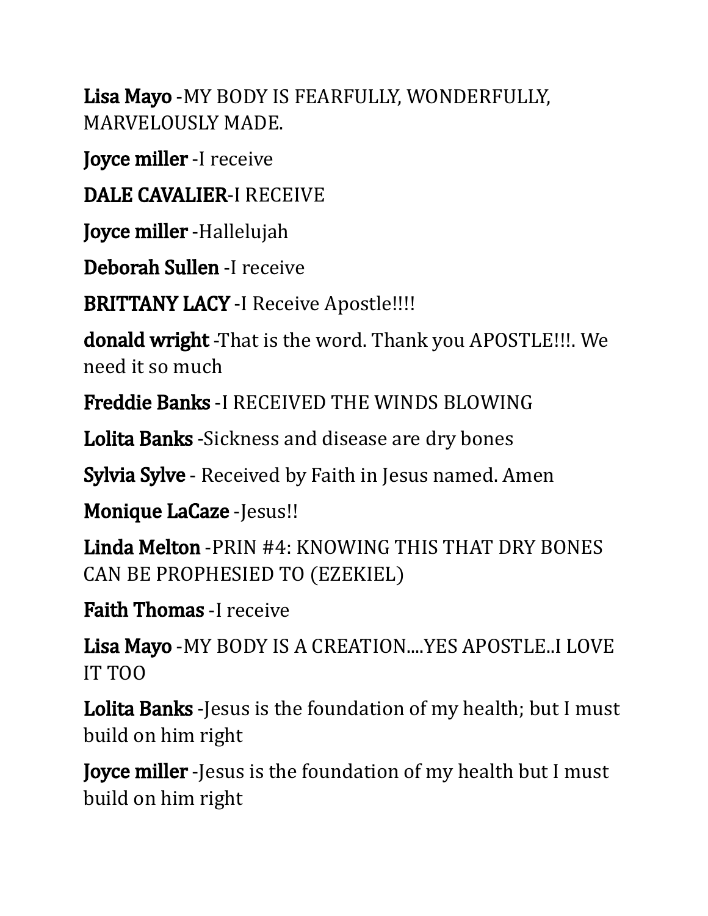**Lisa Mayo** -MY BODY IS FEARFULLY, WONDERFULLY, MARVELOUSLY MADE.

**Joyce miller** -I receive

**DALE CAVALIER**-I RECEIVE

**Joyce miller** -Hallelujah

**Deborah Sullen** -I receive

**BRITTANY LACY** -I Receive Apostle!!!!

**donald wright** -That is the word. Thank you APOSTLE!!!. We need it so much

**Freddie Banks** -I RECEIVED THE WINDS BLOWING

**Lolita Banks** -Sickness and disease are dry bones

**Sylvia Sylve** - Received by Faith in Jesus named. Amen

**Monique LaCaze** -Jesus!!

**Linda Melton** -PRIN #4: KNOWING THIS THAT DRY BONES CAN BE PROPHESIED TO (EZEKIEL)

**Faith Thomas** -I receive

**Lisa Mayo** -MY BODY IS A CREATION....YES APOSTLE..I LOVE IT TOO

**Lolita Banks** -Jesus is the foundation of my health; but I must build on him right

**Joyce miller** -Jesus is the foundation of my health but I must build on him right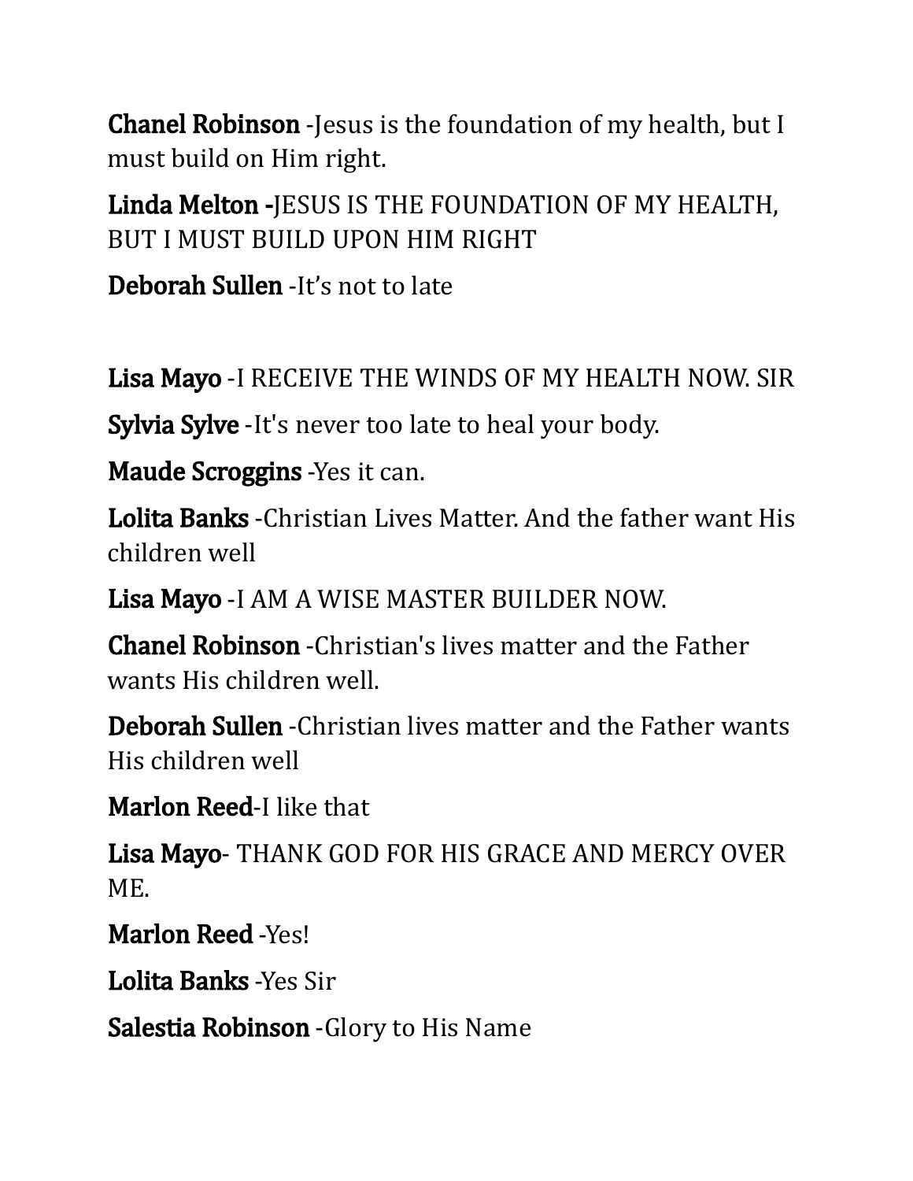**Chanel Robinson** -Jesus is the foundation of my health, but I must build on Him right.

**Linda Melton -**JESUS IS THE FOUNDATION OF MY HEALTH, BUT I MUST BUILD UPON HIM RIGHT

**Deborah Sullen** -It's not to late

**Lisa Mayo** -I RECEIVE THE WINDS OF MY HEALTH NOW. SIR

**Sylvia Sylve** -It's never too late to heal your body.

**Maude Scroggins** -Yes it can.

**Lolita Banks** -Christian Lives Matter. And the father want His children well

**Lisa Mayo** -I AM A WISE MASTER BUILDER NOW.

**Chanel Robinson** -Christian's lives matter and the Father wants His children well.

**Deborah Sullen** -Christian lives matter and the Father wants His children well

**Marlon Reed**-I like that

**Lisa Mayo**- THANK GOD FOR HIS GRACE AND MERCY OVER ME.

**Marlon Reed** -Yes!

**Lolita Banks** -Yes Sir

**Salestia Robinson** -Glory to His Name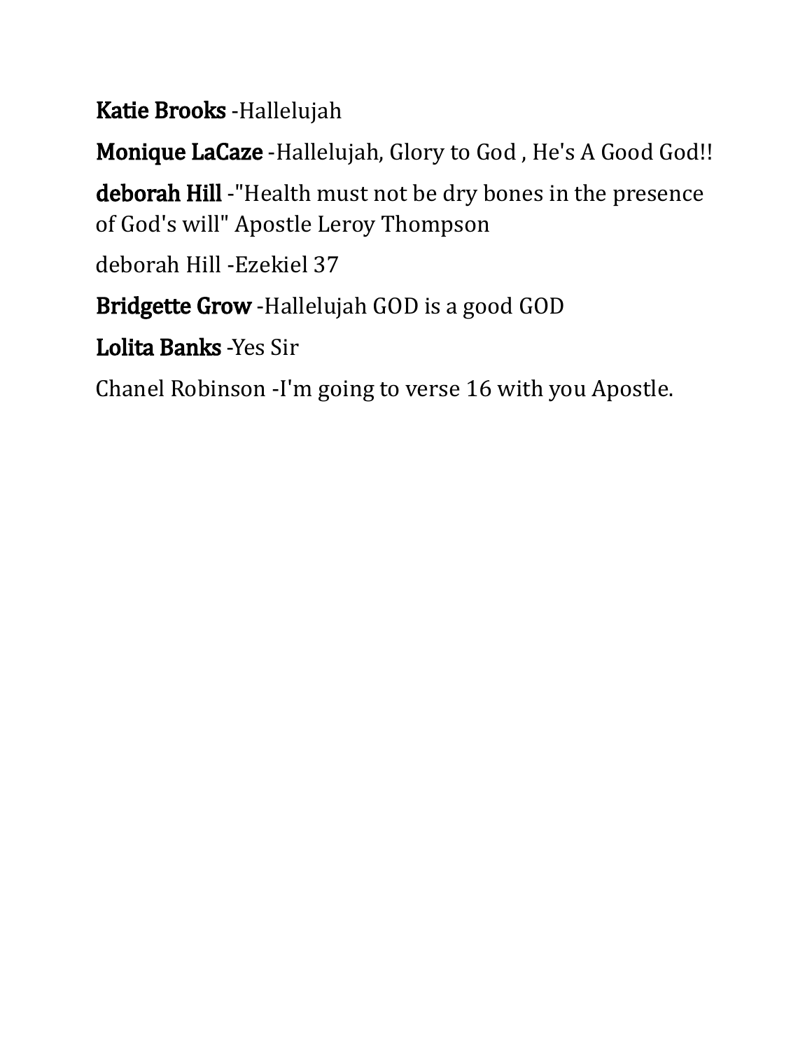**Katie Brooks** -Hallelujah

**Monique LaCaze** -Hallelujah, Glory to God , He's A Good God!!

**deborah Hill** -"Health must not be dry bones in the presence of God's will" Apostle Leroy Thompson

deborah Hill -Ezekiel 37

**Bridgette Grow** -Hallelujah GOD is a good GOD

**Lolita Banks** -Yes Sir

Chanel Robinson -I'm going to verse 16 with you Apostle.